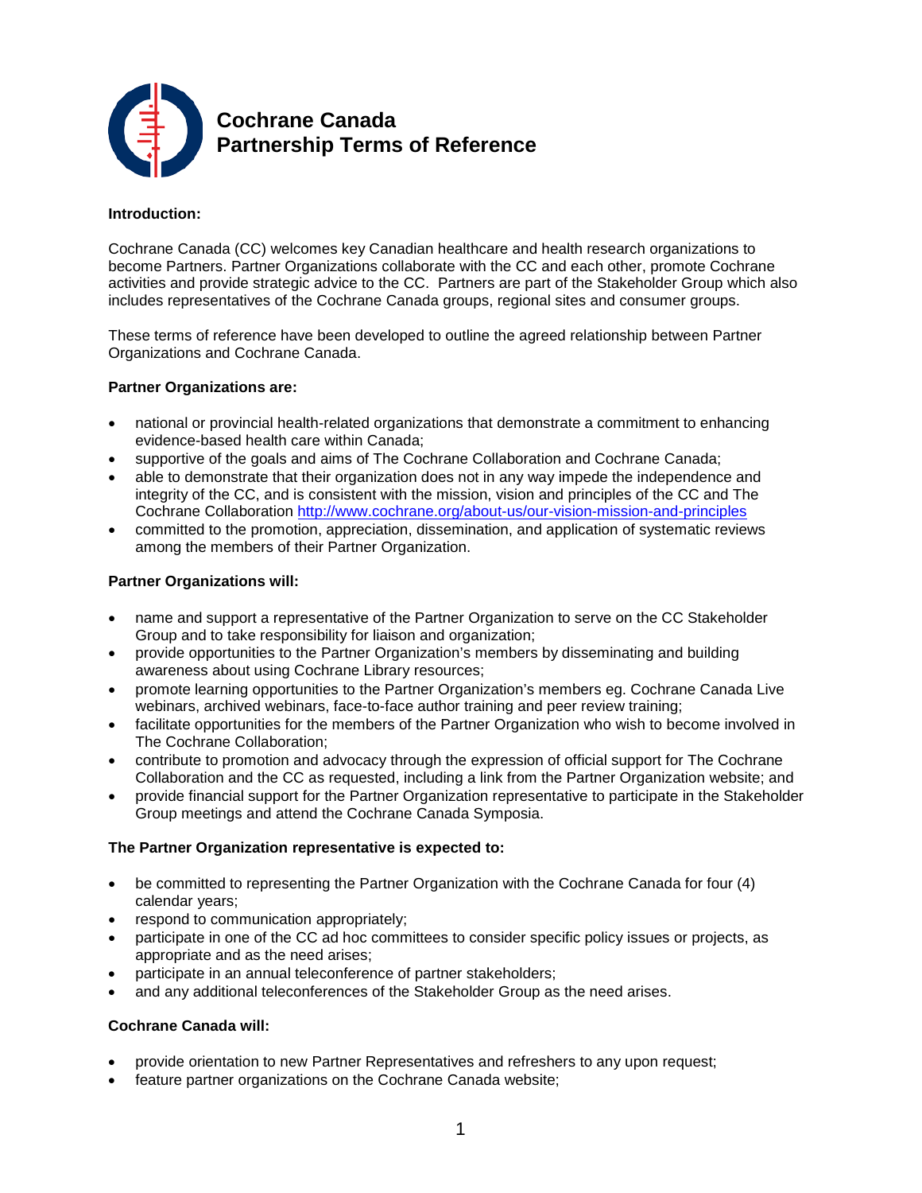# Cochrane Canada
# Partnership Terms of Reference

**Introduction:**

Cochrane Canada (CC) welcomes key Canadian healthcare and health research organizations to become Partners. Partner Organizations collaborate with the CC and each other, promote Cochrane activities and provide strategic advice to the CC. Partners are part of the Stakeholder Group which also includes representatives of the Cochrane Canada groups, regional sites and consumer groups.

These terms of reference have been developed to outline the agreed relationship between Partner Organizations and Cochrane Canada.

**Partner Organizations are:**

- national or provincial health-related organizations that demonstrate a commitment to enhancing evidence-based health care within Canada;
- supportive of the goals and aims of The Cochrane Collaboration and Cochrane Canada;
- able to demonstrate that their organization does not in any way impede the independence and integrity of the CC, and is consistent with the mission, vision and principles of the CC and The Cochrane Collaboration http://www.cochrane.org/about-us/our-vision-mission-and-principles
- committed to the promotion, appreciation, dissemination, and application of systematic reviews among the members of their Partner Organization.

**Partner Organizations will:**

- name and support a representative of the Partner Organization to serve on the CC Stakeholder Group and to take responsibility for liaison and organization;
- provide opportunities to the Partner Organization's members by disseminating and building awareness about using Cochrane Library resources;
- promote learning opportunities to the Partner Organization's members eg. Cochrane Canada Live webinars, archived webinars, face-to-face author training and peer review training;
- facilitate opportunities for the members of the Partner Organization who wish to become involved in The Cochrane Collaboration;
- contribute to promotion and advocacy through the expression of official support for The Cochrane Collaboration and the CC as requested, including a link from the Partner Organization website; and
- provide financial support for the Partner Organization representative to participate in the Stakeholder Group meetings and attend the Cochrane Canada Symposia.

**The Partner Organization representative is expected to:**

- be committed to representing the Partner Organization with the Cochrane Canada for four (4) calendar years;
- respond to communication appropriately;
- participate in one of the CC ad hoc committees to consider specific policy issues or projects, as appropriate and as the need arises;
- participate in an annual teleconference of partner stakeholders;
- and any additional teleconferences of the Stakeholder Group as the need arises.

**Cochrane Canada will:**

- provide orientation to new Partner Representatives and refreshers to any upon request;
- feature partner organizations on the Cochrane Canada website;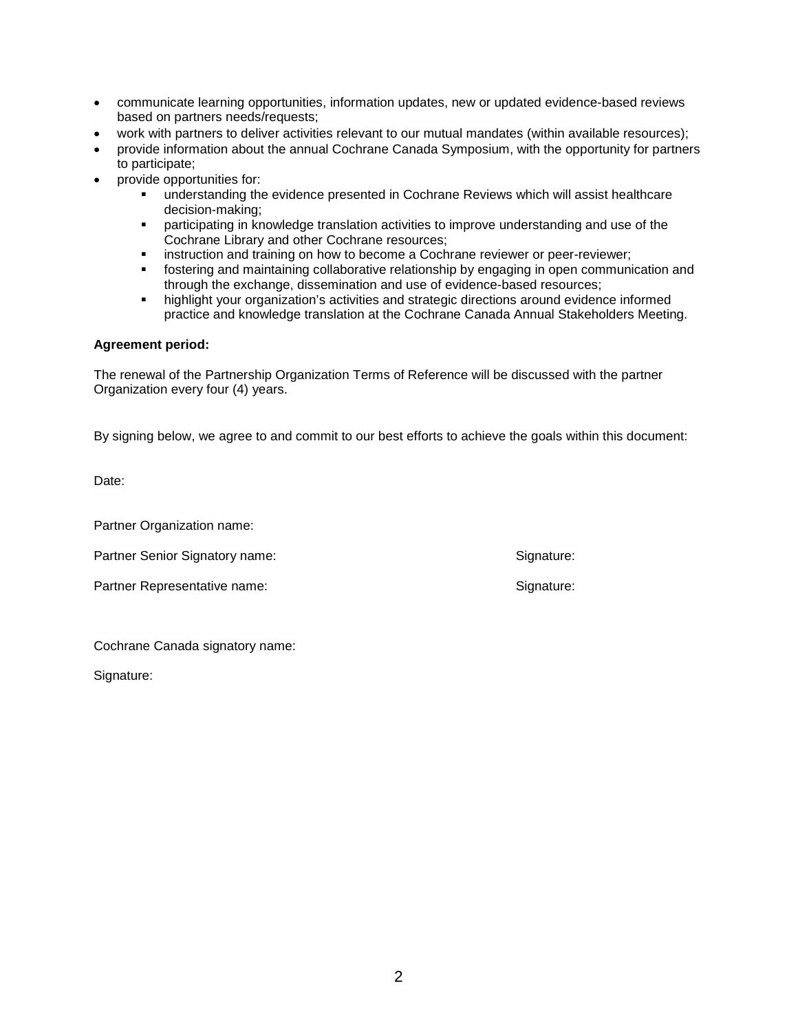- communicate learning opportunities, information updates, new or updated evidence-based reviews based on partners needs/requests;
- work with partners to deliver activities relevant to our mutual mandates (within available resources);
- provide information about the annual Cochrane Canada Symposium, with the opportunity for partners to participate;
- provide opportunities for:
    - understanding the evidence presented in Cochrane Reviews which will assist healthcare decision-making;
    - participating in knowledge translation activities to improve understanding and use of the Cochrane Library and other Cochrane resources;
    - instruction and training on how to become a Cochrane reviewer or peer-reviewer;
    - fostering and maintaining collaborative relationship by engaging in open communication and through the exchange, dissemination and use of evidence-based resources;
    - highlight your organization's activities and strategic directions around evidence informed practice and knowledge translation at the Cochrane Canada Annual Stakeholders Meeting.

**Agreement period:**

The renewal of the Partnership Organization Terms of Reference will be discussed with the partner Organization every four (4) years.

By signing below, we agree to and commit to our best efforts to achieve the goals within this document:

Date:

Partner Organization name:

Partner Senior Signatory name: Signature:

Partner Representative name: Signature:

Cochrane Canada signatory name:

Signature: